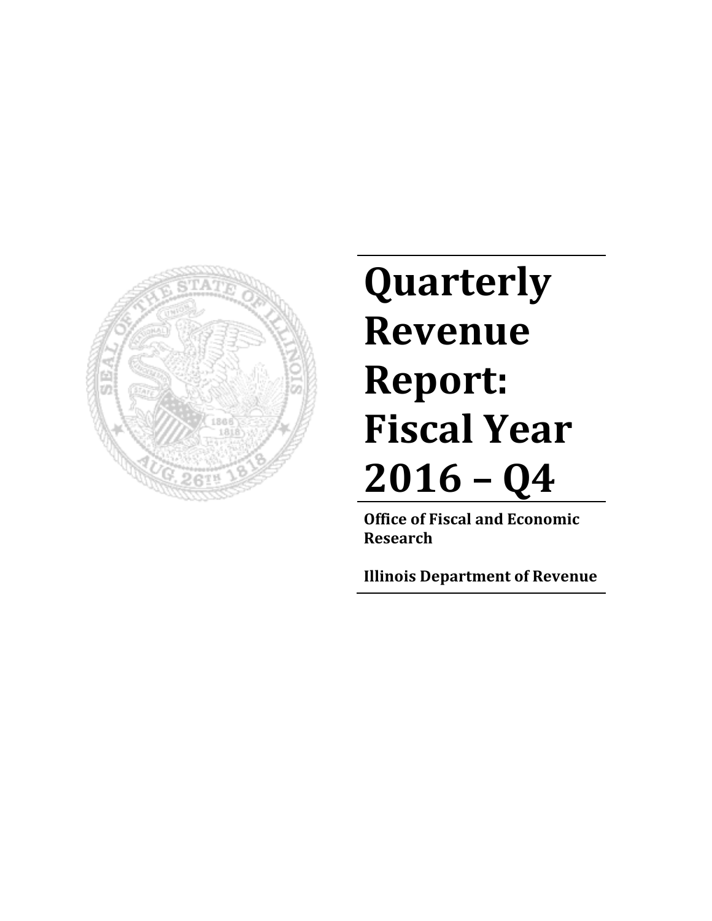# Quarterly Revenue Report: Fiscal Year 2016 – Q4

**Office of Fiscal and Economic Research**

**Illinois Department of Revenue**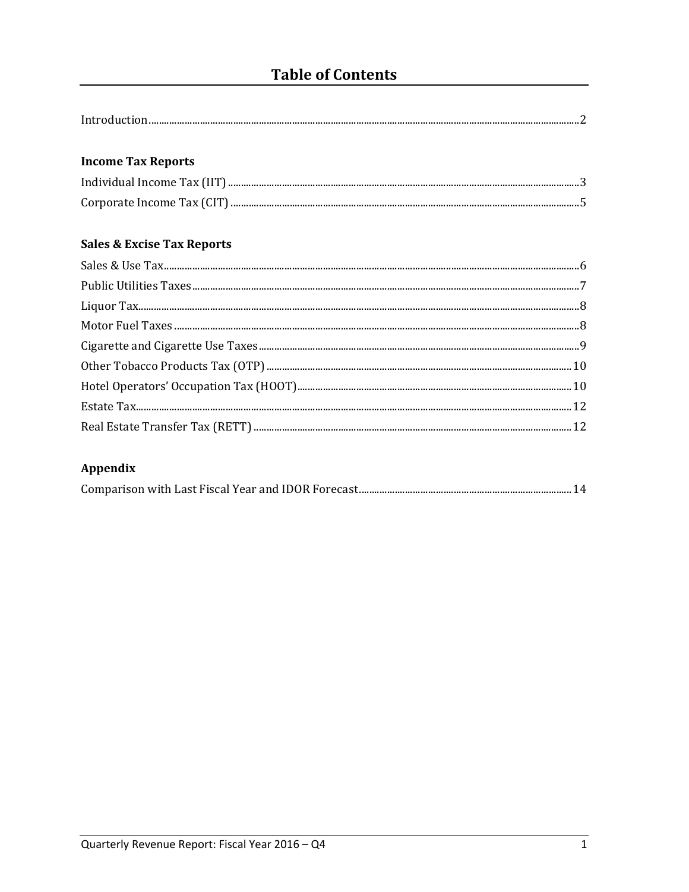# Table of Contents

Introduction .......... 2

**Income Tax Reports**

Individual Income Tax (IIT) .......... 3

Corporate Income Tax (CIT) .......... 5

**Sales & Excise Tax Reports**

Sales & Use Tax .......... 6

Public Utilities Taxes .......... 7

Liquor Tax .......... 8

Motor Fuel Taxes .......... 8

Cigarette and Cigarette Use Taxes .......... 9

Other Tobacco Products Tax (OTP) .......... 10

Hotel Operators' Occupation Tax (HOOT) .......... 10

Estate Tax .......... 12

Real Estate Transfer Tax (RETT) .......... 12

**Appendix**

Comparison with Last Fiscal Year and IDOR Forecast .......... 14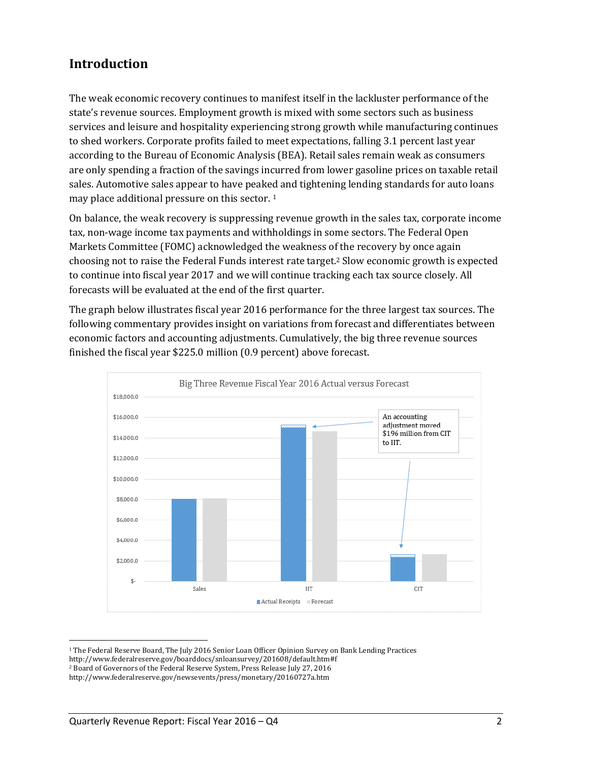## Introduction

The weak economic recovery continues to manifest itself in the lackluster performance of the state's revenue sources. Employment growth is mixed with some sectors such as business services and leisure and hospitality experiencing strong growth while manufacturing continues to shed workers. Corporate profits failed to meet expectations, falling 3.1 percent last year according to the Bureau of Economic Analysis (BEA). Retail sales remain weak as consumers are only spending a fraction of the savings incurred from lower gasoline prices on taxable retail sales. Automotive sales appear to have peaked and tightening lending standards for auto loans may place additional pressure on this sector. [1]

On balance, the weak recovery is suppressing revenue growth in the sales tax, corporate income tax, non-wage income tax payments and withholdings in some sectors. The Federal Open Markets Committee (FOMC) acknowledged the weakness of the recovery by once again choosing not to raise the Federal Funds interest rate target.[2] Slow economic growth is expected to continue into fiscal year 2017 and we will continue tracking each tax source closely. All forecasts will be evaluated at the end of the first quarter.

The graph below illustrates fiscal year 2016 performance for the three largest tax sources. The following commentary provides insight on variations from forecast and differentiates between economic factors and accounting adjustments. Cumulatively, the big three revenue sources finished the fiscal year $225.0 million (0.9 percent) above forecast.

Big Three Revenue Fiscal Year 2016 Actual versus Forecast

An accounting adjustment moved $196 million from CIT to IIT.

[1] The Federal Reserve Board, The July 2016 Senior Loan Officer Opinion Survey on Bank Lending Practices http://www.federalreserve.gov/boarddocs/snloansurvey/201608/default.htm#f

[2] Board of Governors of the Federal Reserve System, Press Release July 27, 2016 http://www.federalreserve.gov/newsevents/press/monetary/20160727a.htm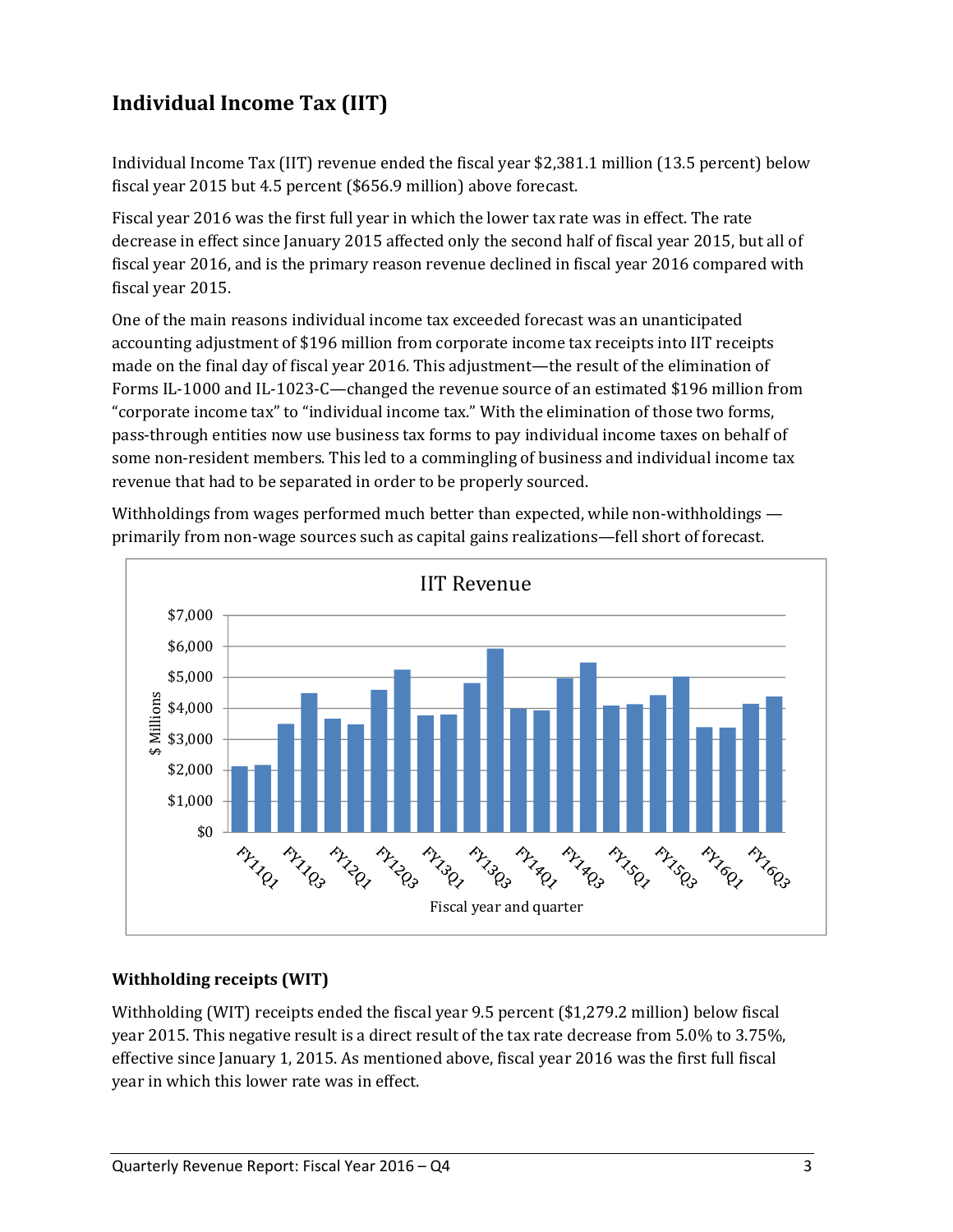## Individual Income Tax (IIT)

Individual Income Tax (IIT) revenue ended the fiscal year $2,381.1 million (13.5 percent) below fiscal year 2015 but 4.5 percent ($656.9 million) above forecast.

Fiscal year 2016 was the first full year in which the lower tax rate was in effect. The rate decrease in effect since January 2015 affected only the second half of fiscal year 2015, but all of fiscal year 2016, and is the primary reason revenue declined in fiscal year 2016 compared with fiscal year 2015.

One of the main reasons individual income tax exceeded forecast was an unanticipated accounting adjustment of $196 million from corporate income tax receipts into IIT receipts made on the final day of fiscal year 2016. This adjustment—the result of the elimination of Forms IL-1000 and IL-1023-C—changed the revenue source of an estimated $196 million from "corporate income tax" to "individual income tax." With the elimination of those two forms, pass-through entities now use business tax forms to pay individual income taxes on behalf of some non-resident members. This led to a commingling of business and individual income tax revenue that had to be separated in order to be properly sourced.

Withholdings from wages performed much better than expected, while non-withholdings — primarily from non-wage sources such as capital gains realizations—fell short of forecast.

### Withholding receipts (WIT)

Withholding (WIT) receipts ended the fiscal year 9.5 percent ($1,279.2 million) below fiscal year 2015. This negative result is a direct result of the tax rate decrease from 5.0% to 3.75%, effective since January 1, 2015. As mentioned above, fiscal year 2016 was the first full fiscal year in which this lower rate was in effect.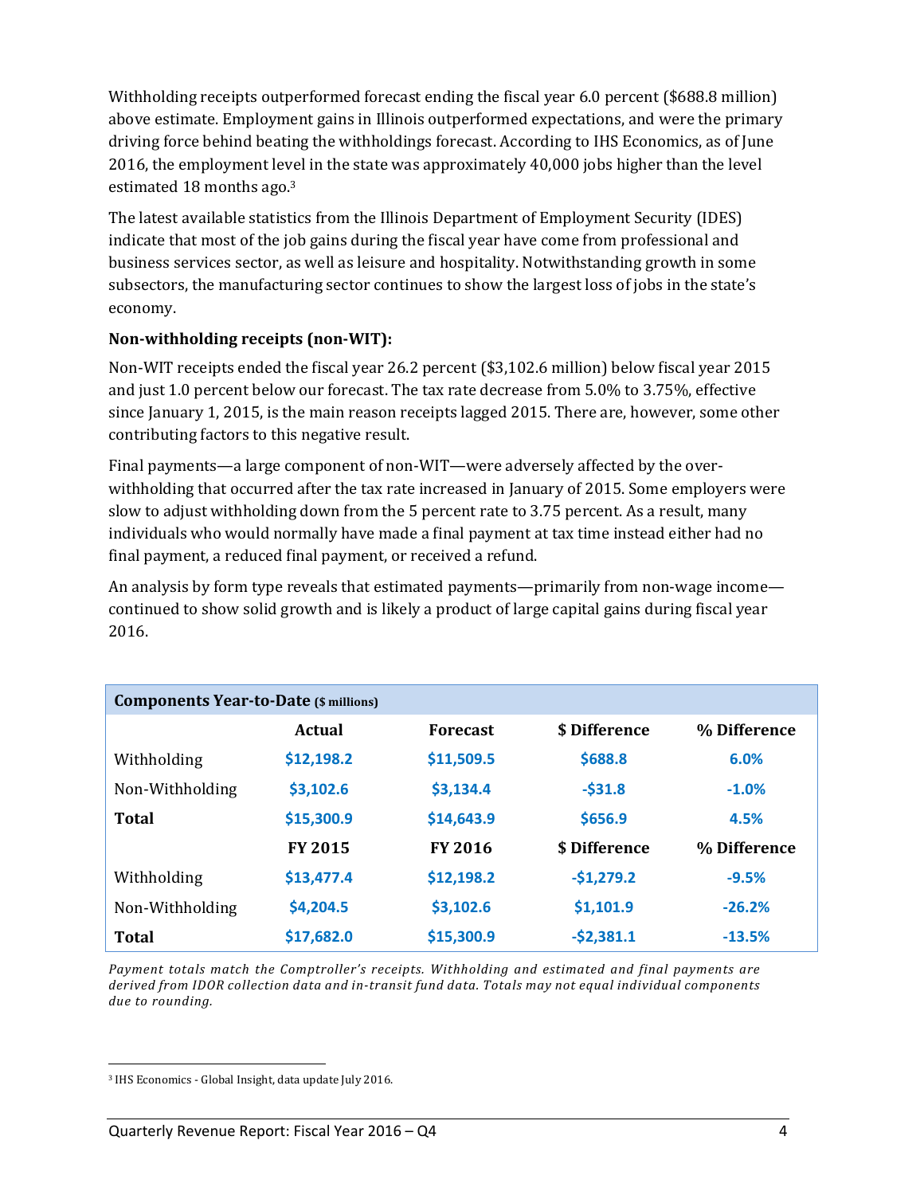Withholding receipts outperformed forecast ending the fiscal year 6.0 percent ($688.8 million) above estimate. Employment gains in Illinois outperformed expectations, and were the primary driving force behind beating the withholdings forecast. According to IHS Economics, as of June 2016, the employment level in the state was approximately 40,000 jobs higher than the level estimated 18 months ago.[3]

The latest available statistics from the Illinois Department of Employment Security (IDES) indicate that most of the job gains during the fiscal year have come from professional and business services sector, as well as leisure and hospitality. Notwithstanding growth in some subsectors, the manufacturing sector continues to show the largest loss of jobs in the state's economy.

**Non-withholding receipts (non-WIT):**

Non-WIT receipts ended the fiscal year 26.2 percent ($3,102.6 million) below fiscal year 2015 and just 1.0 percent below our forecast. The tax rate decrease from 5.0% to 3.75%, effective since January 1, 2015, is the main reason receipts lagged 2015. There are, however, some other contributing factors to this negative result.

Final payments—a large component of non-WIT—were adversely affected by the over-withholding that occurred after the tax rate increased in January of 2015. Some employers were slow to adjust withholding down from the 5 percent rate to 3.75 percent. As a result, many individuals who would normally have made a final payment at tax time instead either had no final payment, a reduced final payment, or received a refund.

An analysis by form type reveals that estimated payments—primarily from non-wage income—continued to show solid growth and is likely a product of large capital gains during fiscal year 2016.

| **Components Year-to-Date** ($ millions) | | | | |
|---|---|---|---|---|
| | **Actual** | **Forecast** | **$ Difference** | **% Difference** |
| Withholding | $12,198.2 | $11,509.5 | $688.8 | 6.0% |
| Non-Withholding | $3,102.6 | $3,134.4 | -$31.8 | -1.0% |
| **Total** | $15,300.9 | $14,643.9 | $656.9 | 4.5% |
| | **FY 2015** | **FY 2016** | **$ Difference** | **% Difference** |
| Withholding | $13,477.4 | $12,198.2 | -$1,279.2 | -9.5% |
| Non-Withholding | $4,204.5 | $3,102.6 | $1,101.9 | -26.2% |
| **Total** | $17,682.0 | $15,300.9 | -$2,381.1 | -13.5% |

*Payment totals match the Comptroller's receipts. Withholding and estimated and final payments are derived from IDOR collection data and in-transit fund data. Totals may not equal individual components due to rounding.*

[3] IHS Economics - Global Insight, data update July 2016.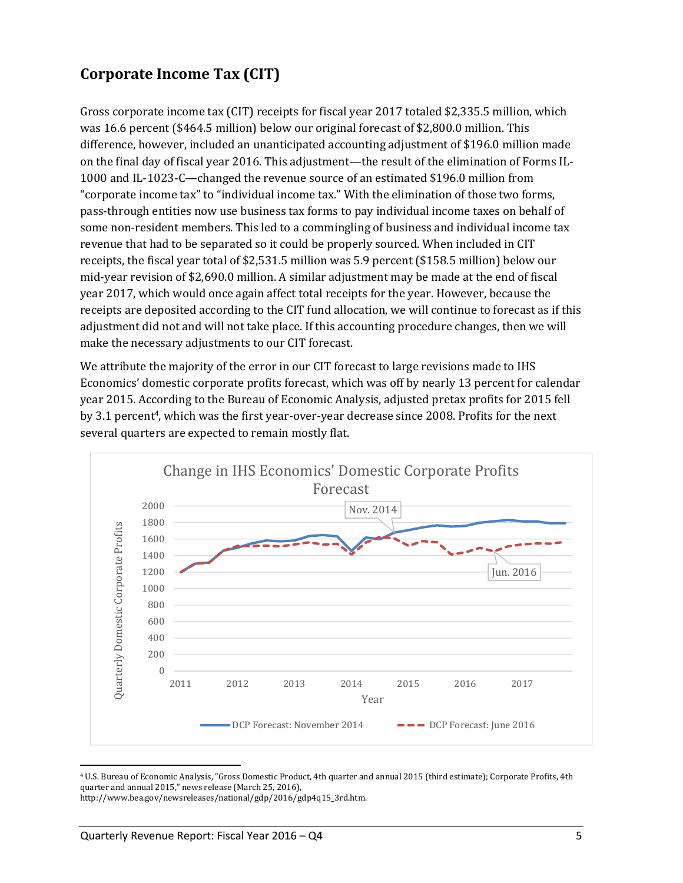## Corporate Income Tax (CIT)

Gross corporate income tax (CIT) receipts for fiscal year 2017 totaled $2,335.5 million, which was 16.6 percent ($464.5 million) below our original forecast of $2,800.0 million. This difference, however, included an unanticipated accounting adjustment of $196.0 million made on the final day of fiscal year 2016. This adjustment—the result of the elimination of Forms IL-1000 and IL-1023-C—changed the revenue source of an estimated $196.0 million from "corporate income tax" to "individual income tax." With the elimination of those two forms, pass-through entities now use business tax forms to pay individual income taxes on behalf of some non-resident members. This led to a commingling of business and individual income tax revenue that had to be separated so it could be properly sourced. When included in CIT receipts, the fiscal year total of $2,531.5 million was 5.9 percent ($158.5 million) below our mid-year revision of $2,690.0 million. A similar adjustment may be made at the end of fiscal year 2017, which would once again affect total receipts for the year. However, because the receipts are deposited according to the CIT fund allocation, we will continue to forecast as if this adjustment did not and will not take place. If this accounting procedure changes, then we will make the necessary adjustments to our CIT forecast.

We attribute the majority of the error in our CIT forecast to large revisions made to IHS Economics' domestic corporate profits forecast, which was off by nearly 13 percent for calendar year 2015. According to the Bureau of Economic Analysis, adjusted pretax profits for 2015 fell by 3.1 percent[4], which was the first year-over-year decrease since 2008. Profits for the next several quarters are expected to remain mostly flat.

[4] U.S. Bureau of Economic Analysis, "Gross Domestic Product, 4th quarter and annual 2015 (third estimate); Corporate Profits, 4th quarter and annual 2015," news release (March 25, 2016), http://www.bea.gov/newsreleases/national/gdp/2016/gdp4q15_3rd.htm.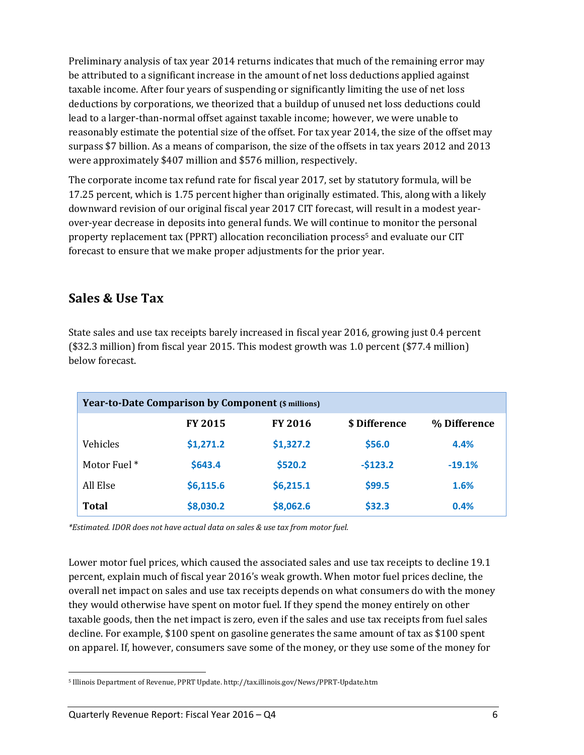Preliminary analysis of tax year 2014 returns indicates that much of the remaining error may be attributed to a significant increase in the amount of net loss deductions applied against taxable income. After four years of suspending or significantly limiting the use of net loss deductions by corporations, we theorized that a buildup of unused net loss deductions could lead to a larger-than-normal offset against taxable income; however, we were unable to reasonably estimate the potential size of the offset. For tax year 2014, the size of the offset may surpass $7 billion. As a means of comparison, the size of the offsets in tax years 2012 and 2013 were approximately $407 million and $576 million, respectively.

The corporate income tax refund rate for fiscal year 2017, set by statutory formula, will be 17.25 percent, which is 1.75 percent higher than originally estimated. This, along with a likely downward revision of our original fiscal year 2017 CIT forecast, will result in a modest year-over-year decrease in deposits into general funds. We will continue to monitor the personal property replacement tax (PPRT) allocation reconciliation process[5] and evaluate our CIT forecast to ensure that we make proper adjustments for the prior year.

## Sales & Use Tax

State sales and use tax receipts barely increased in fiscal year 2016, growing just 0.4 percent ($32.3 million) from fiscal year 2015. This modest growth was 1.0 percent ($77.4 million) below forecast.

| **Year-to-Date Comparison by Component** ($ millions) | | | | |
|---|---|---|---|---|
| | **FY 2015** | **FY 2016** | **$ Difference** | **% Difference** |
| Vehicles | $1,271.2 | $1,327.2 | $56.0 | 4.4% |
| Motor Fuel * | $643.4 | $520.2 | -$123.2 | -19.1% |
| All Else | $6,115.6 | $6,215.1 | $99.5 | 1.6% |
| **Total** | $8,030.2 | $8,062.6 | $32.3 | 0.4% |

*\*Estimated. IDOR does not have actual data on sales & use tax from motor fuel.*

Lower motor fuel prices, which caused the associated sales and use tax receipts to decline 19.1 percent, explain much of fiscal year 2016's weak growth. When motor fuel prices decline, the overall net impact on sales and use tax receipts depends on what consumers do with the money they would otherwise have spent on motor fuel. If they spend the money entirely on other taxable goods, then the net impact is zero, even if the sales and use tax receipts from fuel sales decline. For example, $100 spent on gasoline generates the same amount of tax as $100 spent on apparel. If, however, consumers save some of the money, or they use some of the money for

[5] Illinois Department of Revenue, PPRT Update. http://tax.illinois.gov/News/PPRT-Update.htm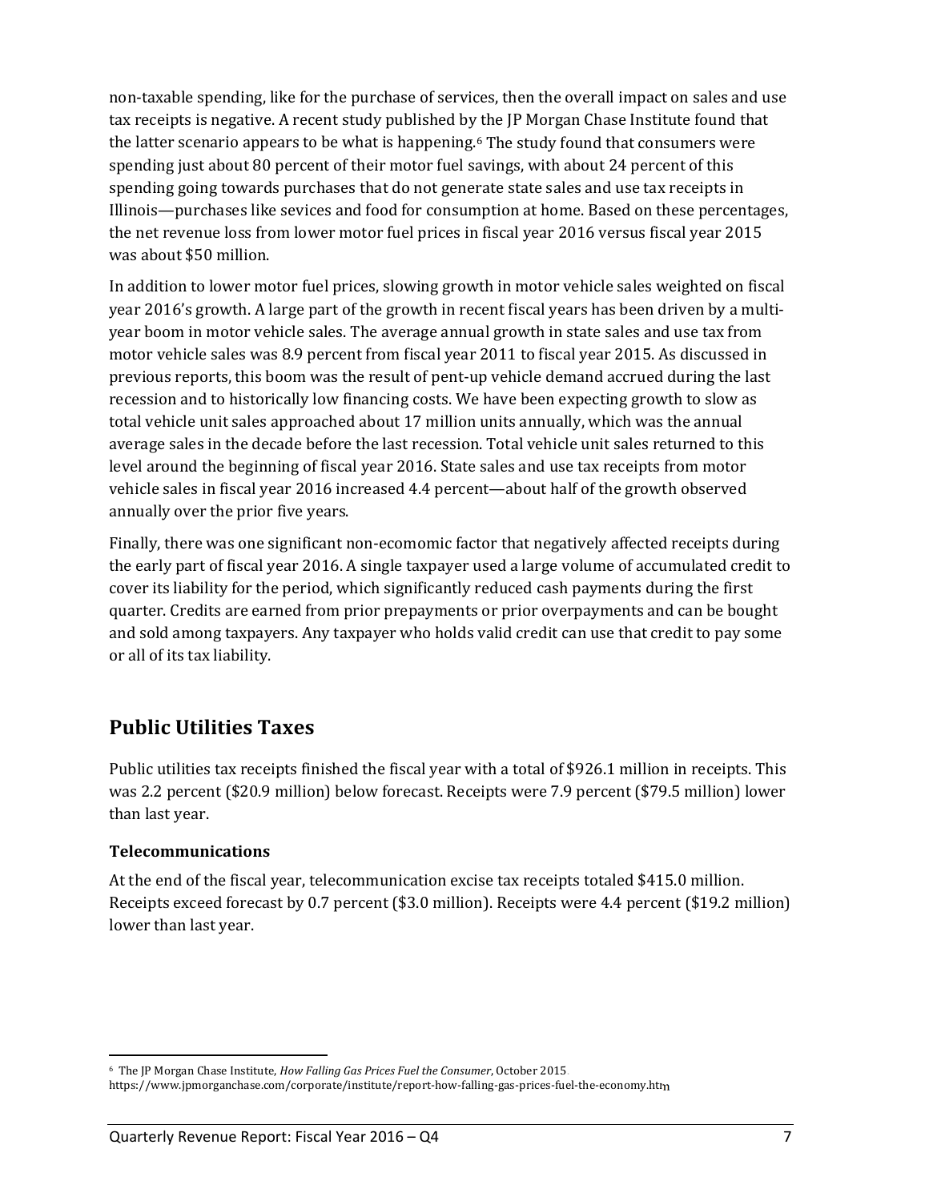non-taxable spending, like for the purchase of services, then the overall impact on sales and use tax receipts is negative. A recent study published by the JP Morgan Chase Institute found that the latter scenario appears to be what is happening.[6] The study found that consumers were spending just about 80 percent of their motor fuel savings, with about 24 percent of this spending going towards purchases that do not generate state sales and use tax receipts in Illinois—purchases like sevices and food for consumption at home. Based on these percentages, the net revenue loss from lower motor fuel prices in fiscal year 2016 versus fiscal year 2015 was about $50 million.

In addition to lower motor fuel prices, slowing growth in motor vehicle sales weighted on fiscal year 2016's growth. A large part of the growth in recent fiscal years has been driven by a multi-year boom in motor vehicle sales. The average annual growth in state sales and use tax from motor vehicle sales was 8.9 percent from fiscal year 2011 to fiscal year 2015. As discussed in previous reports, this boom was the result of pent-up vehicle demand accrued during the last recession and to historically low financing costs. We have been expecting growth to slow as total vehicle unit sales approached about 17 million units annually, which was the annual average sales in the decade before the last recession. Total vehicle unit sales returned to this level around the beginning of fiscal year 2016. State sales and use tax receipts from motor vehicle sales in fiscal year 2016 increased 4.4 percent—about half of the growth observed annually over the prior five years.

Finally, there was one significant non-ecomomic factor that negatively affected receipts during the early part of fiscal year 2016. A single taxpayer used a large volume of accumulated credit to cover its liability for the period, which significantly reduced cash payments during the first quarter. Credits are earned from prior prepayments or prior overpayments and can be bought and sold among taxpayers. Any taxpayer who holds valid credit can use that credit to pay some or all of its tax liability.

## Public Utilities Taxes

Public utilities tax receipts finished the fiscal year with a total of $926.1 million in receipts. This was 2.2 percent ($20.9 million) below forecast. Receipts were 7.9 percent ($79.5 million) lower than last year.

### Telecommunications

At the end of the fiscal year, telecommunication excise tax receipts totaled $415.0 million. Receipts exceed forecast by 0.7 percent ($3.0 million). Receipts were 4.4 percent ($19.2 million) lower than last year.

---

[6] The JP Morgan Chase Institute, *How Falling Gas Prices Fuel the Consumer*, October 2015 https://www.jpmorganchase.com/corporate/institute/report-how-falling-gas-prices-fuel-the-economy.htm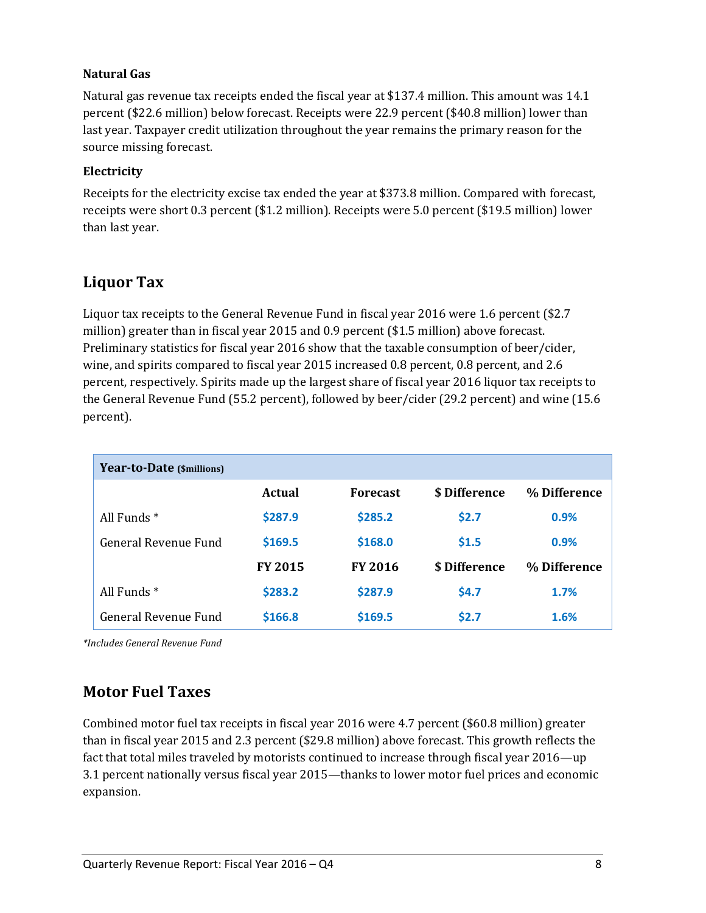### Natural Gas

Natural gas revenue tax receipts ended the fiscal year at $137.4 million. This amount was 14.1 percent ($22.6 million) below forecast. Receipts were 22.9 percent ($40.8 million) lower than last year. Taxpayer credit utilization throughout the year remains the primary reason for the source missing forecast.

### Electricity

Receipts for the electricity excise tax ended the year at $373.8 million. Compared with forecast, receipts were short 0.3 percent ($1.2 million). Receipts were 5.0 percent ($19.5 million) lower than last year.

## Liquor Tax

Liquor tax receipts to the General Revenue Fund in fiscal year 2016 were 1.6 percent ($2.7 million) greater than in fiscal year 2015 and 0.9 percent ($1.5 million) above forecast. Preliminary statistics for fiscal year 2016 show that the taxable consumption of beer/cider, wine, and spirits compared to fiscal year 2015 increased 0.8 percent, 0.8 percent, and 2.6 percent, respectively. Spirits made up the largest share of fiscal year 2016 liquor tax receipts to the General Revenue Fund (55.2 percent), followed by beer/cider (29.2 percent) and wine (15.6 percent).

| **Year-to-Date** ($millions) | | | | |
|---|---|---|---|---|
| | **Actual** | **Forecast** | **$ Difference** | **% Difference** |
| All Funds * | $287.9 | $285.2 | $2.7 | 0.9% |
| General Revenue Fund | $169.5 | $168.0 | $1.5 | 0.9% |
| | **FY 2015** | **FY 2016** | **$ Difference** | **% Difference** |
| All Funds * | $283.2 | $287.9 | $4.7 | 1.7% |
| General Revenue Fund | $166.8 | $169.5 | $2.7 | 1.6% |

*\*Includes General Revenue Fund*

## Motor Fuel Taxes

Combined motor fuel tax receipts in fiscal year 2016 were 4.7 percent ($60.8 million) greater than in fiscal year 2015 and 2.3 percent ($29.8 million) above forecast. This growth reflects the fact that total miles traveled by motorists continued to increase through fiscal year 2016—up 3.1 percent nationally versus fiscal year 2015—thanks to lower motor fuel prices and economic expansion.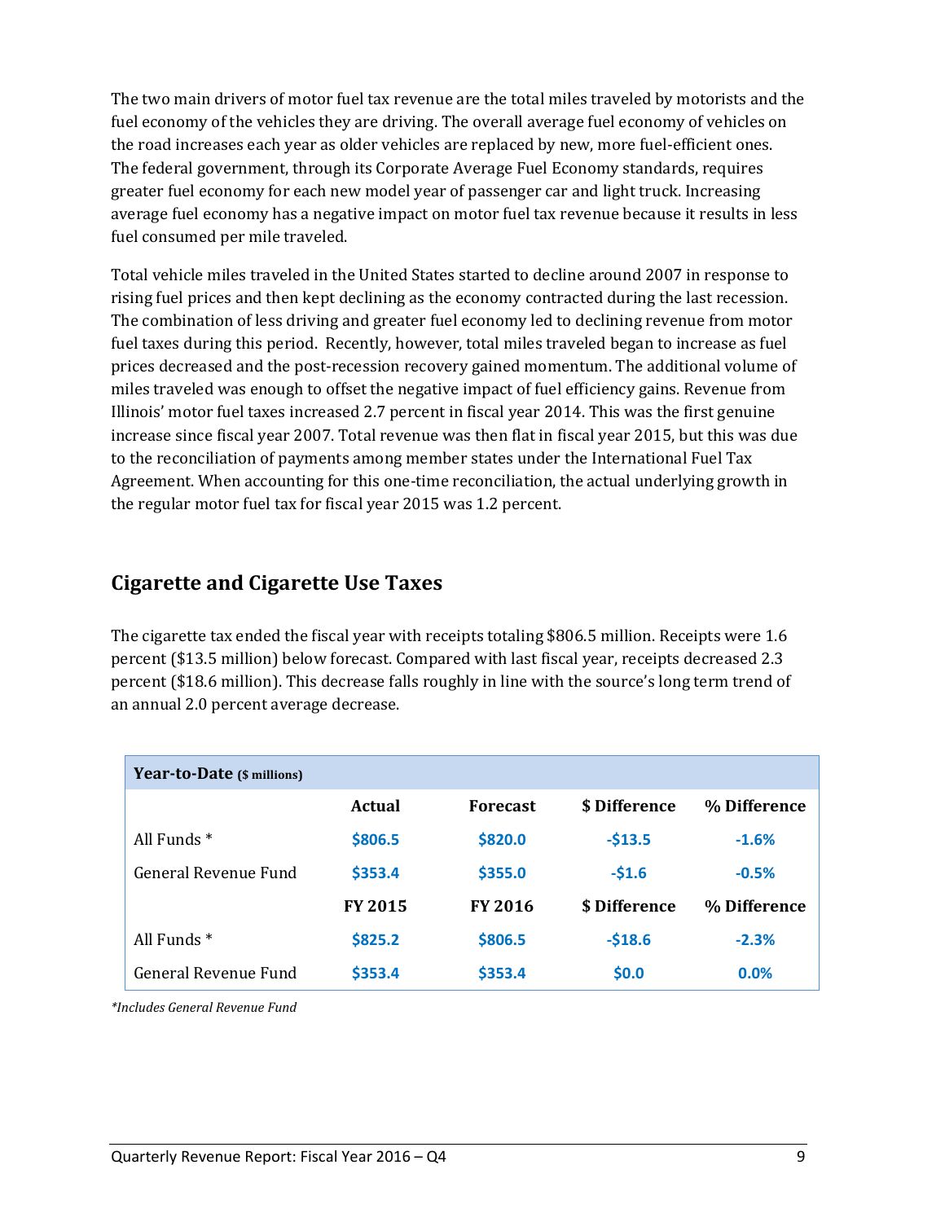The two main drivers of motor fuel tax revenue are the total miles traveled by motorists and the fuel economy of the vehicles they are driving. The overall average fuel economy of vehicles on the road increases each year as older vehicles are replaced by new, more fuel-efficient ones. The federal government, through its Corporate Average Fuel Economy standards, requires greater fuel economy for each new model year of passenger car and light truck. Increasing average fuel economy has a negative impact on motor fuel tax revenue because it results in less fuel consumed per mile traveled.

Total vehicle miles traveled in the United States started to decline around 2007 in response to rising fuel prices and then kept declining as the economy contracted during the last recession. The combination of less driving and greater fuel economy led to declining revenue from motor fuel taxes during this period. Recently, however, total miles traveled began to increase as fuel prices decreased and the post-recession recovery gained momentum. The additional volume of miles traveled was enough to offset the negative impact of fuel efficiency gains. Revenue from Illinois' motor fuel taxes increased 2.7 percent in fiscal year 2014. This was the first genuine increase since fiscal year 2007. Total revenue was then flat in fiscal year 2015, but this was due to the reconciliation of payments among member states under the International Fuel Tax Agreement. When accounting for this one-time reconciliation, the actual underlying growth in the regular motor fuel tax for fiscal year 2015 was 1.2 percent.

## Cigarette and Cigarette Use Taxes

The cigarette tax ended the fiscal year with receipts totaling $806.5 million. Receipts were 1.6 percent ($13.5 million) below forecast. Compared with last fiscal year, receipts decreased 2.3 percent ($18.6 million). This decrease falls roughly in line with the source's long term trend of an annual 2.0 percent average decrease.

| **Year-to-Date** ($ millions) | | | | |
|---|---|---|---|---|
| | **Actual** | **Forecast** | **$ Difference** | **% Difference** |
| All Funds * | $806.5 | $820.0 | -$13.5 | -1.6% |
| General Revenue Fund | $353.4 | $355.0 | -$1.6 | -0.5% |
| | **FY 2015** | **FY 2016** | **$ Difference** | **% Difference** |
| All Funds * | $825.2 | $806.5 | -$18.6 | -2.3% |
| General Revenue Fund | $353.4 | $353.4 | $0.0 | 0.0% |

*\*Includes General Revenue Fund*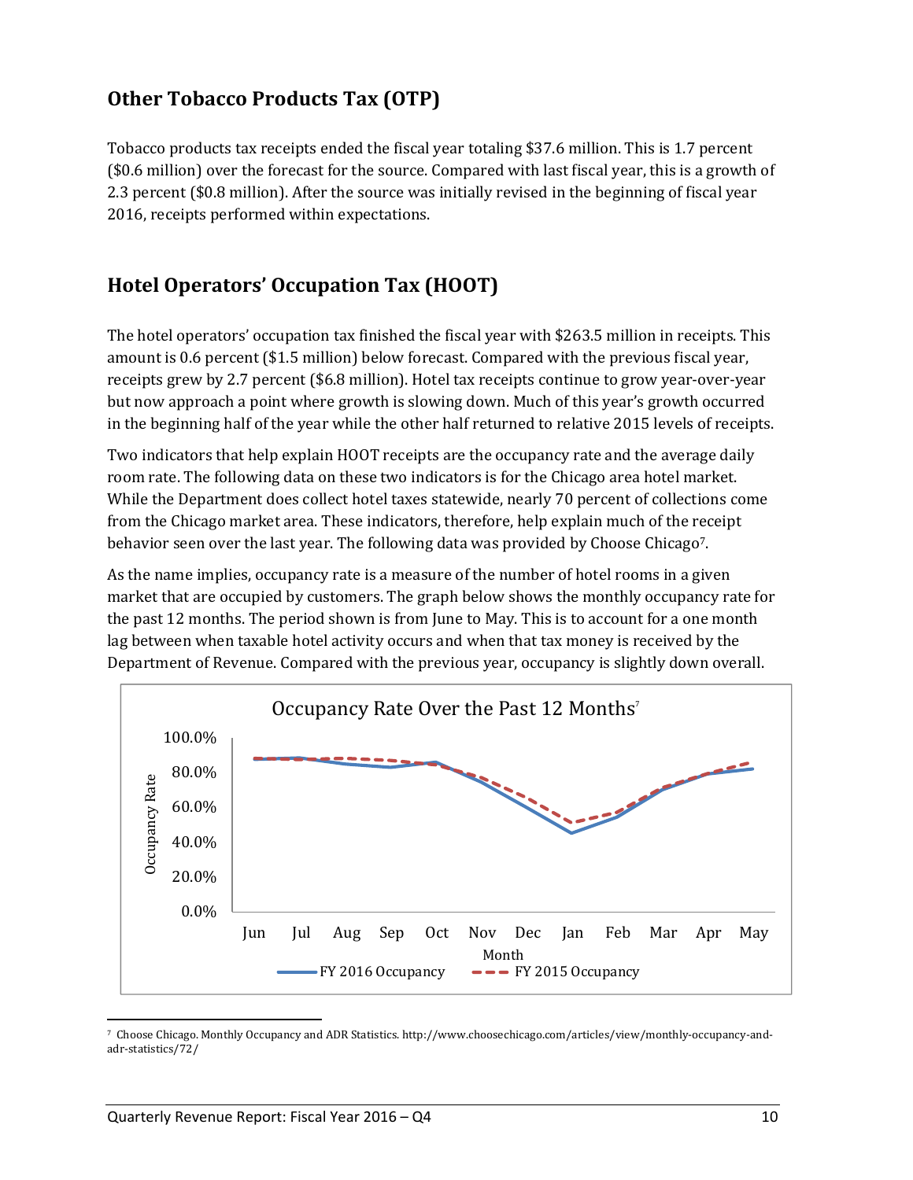## Other Tobacco Products Tax (OTP)

Tobacco products tax receipts ended the fiscal year totaling $37.6 million. This is 1.7 percent ($0.6 million) over the forecast for the source. Compared with last fiscal year, this is a growth of 2.3 percent ($0.8 million). After the source was initially revised in the beginning of fiscal year 2016, receipts performed within expectations.

## Hotel Operators' Occupation Tax (HOOT)

The hotel operators' occupation tax finished the fiscal year with $263.5 million in receipts. This amount is 0.6 percent ($1.5 million) below forecast. Compared with the previous fiscal year, receipts grew by 2.7 percent ($6.8 million). Hotel tax receipts continue to grow year-over-year but now approach a point where growth is slowing down. Much of this year's growth occurred in the beginning half of the year while the other half returned to relative 2015 levels of receipts.

Two indicators that help explain HOOT receipts are the occupancy rate and the average daily room rate. The following data on these two indicators is for the Chicago area hotel market. While the Department does collect hotel taxes statewide, nearly 70 percent of collections come from the Chicago market area. These indicators, therefore, help explain much of the receipt behavior seen over the last year. The following data was provided by Choose Chicago[7].

As the name implies, occupancy rate is a measure of the number of hotel rooms in a given market that are occupied by customers. The graph below shows the monthly occupancy rate for the past 12 months. The period shown is from June to May. This is to account for a one month lag between when taxable hotel activity occurs and when that tax money is received by the Department of Revenue. Compared with the previous year, occupancy is slightly down overall.

Occupancy Rate Over the Past 12 Months[7]

[7] Choose Chicago. Monthly Occupancy and ADR Statistics. http://www.choosechicago.com/articles/view/monthly-occupancy-and-adr-statistics/72/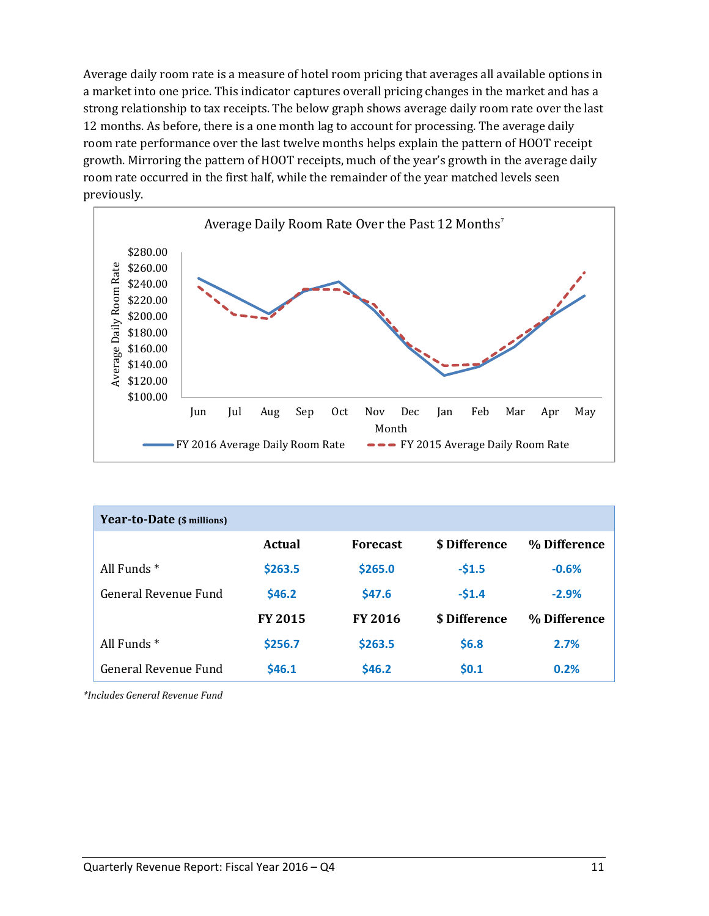Average daily room rate is a measure of hotel room pricing that averages all available options in a market into one price. This indicator captures overall pricing changes in the market and has a strong relationship to tax receipts. The below graph shows average daily room rate over the last 12 months. As before, there is a one month lag to account for processing. The average daily room rate performance over the last twelve months helps explain the pattern of HOOT receipt growth. Mirroring the pattern of HOOT receipts, much of the year's growth in the average daily room rate occurred in the first half, while the remainder of the year matched levels seen previously.

Average Daily Room Rate Over the Past 12 Months[7]

| **Year-to-Date** ($ millions) | | | | |
|---|---|---|---|---|
| | **Actual** | **Forecast** | **$ Difference** | **% Difference** |
| All Funds * | $263.5 | $265.0 | -$1.5 | -0.6% |
| General Revenue Fund | $46.2 | $47.6 | -$1.4 | -2.9% |
| | **FY 2015** | **FY 2016** | **$ Difference** | **% Difference** |
| All Funds * | $256.7 | $263.5 | $6.8 | 2.7% |
| General Revenue Fund | $46.1 | $46.2 | $0.1 | 0.2% |

*\*Includes General Revenue Fund*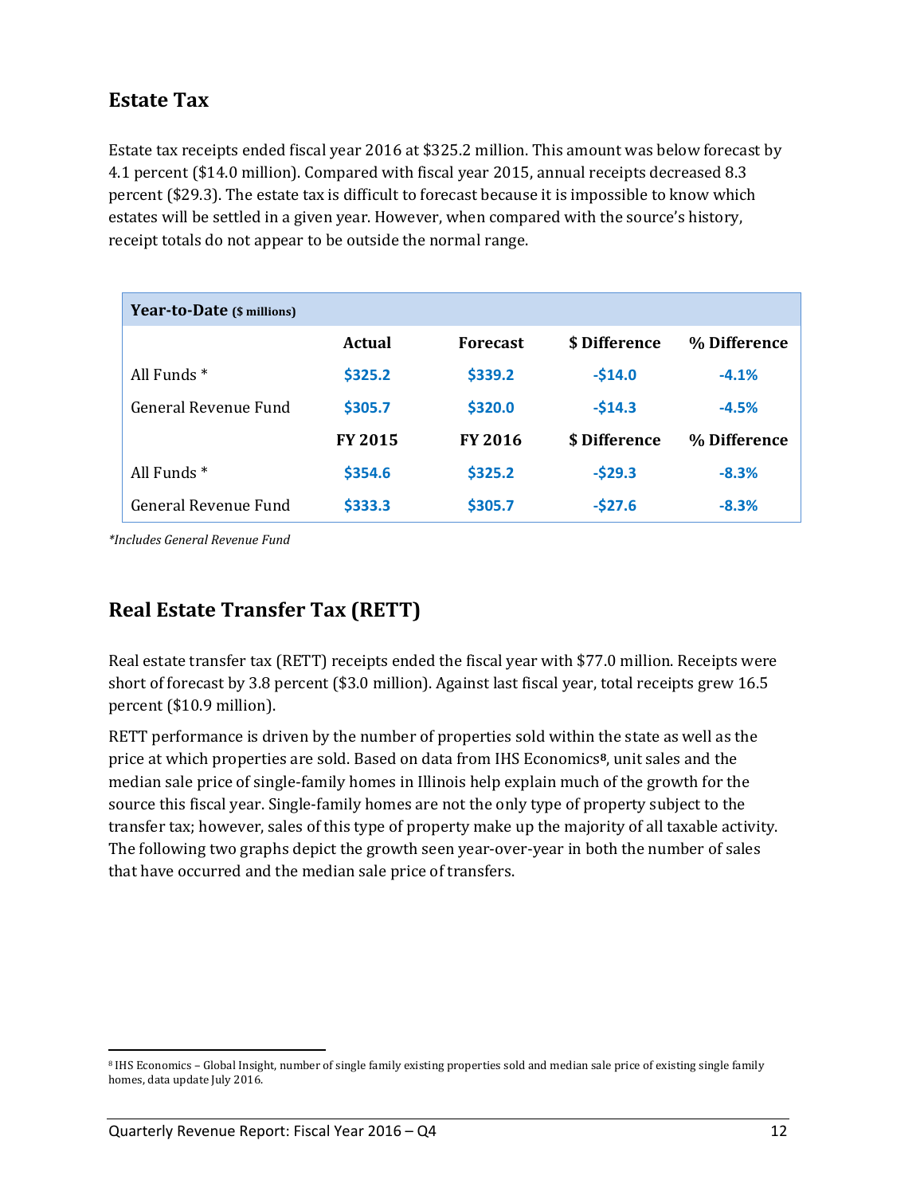## Estate Tax

Estate tax receipts ended fiscal year 2016 at $325.2 million. This amount was below forecast by 4.1 percent ($14.0 million). Compared with fiscal year 2015, annual receipts decreased 8.3 percent ($29.3). The estate tax is difficult to forecast because it is impossible to know which estates will be settled in a given year. However, when compared with the source's history, receipt totals do not appear to be outside the normal range.

| Year-to-Date ($ millions) | | | | |
|---|---|---|---|---|
| | **Actual** | **Forecast** | **$ Difference** | **% Difference** |
| All Funds * | $325.2 | $339.2 | -$14.0 | -4.1% |
| General Revenue Fund | $305.7 | $320.0 | -$14.3 | -4.5% |
| | **FY 2015** | **FY 2016** | **$ Difference** | **% Difference** |
| All Funds * | $354.6 | $325.2 | -$29.3 | -8.3% |
| General Revenue Fund | $333.3 | $305.7 | -$27.6 | -8.3% |

*\*Includes General Revenue Fund*

## Real Estate Transfer Tax (RETT)

Real estate transfer tax (RETT) receipts ended the fiscal year with $77.0 million. Receipts were short of forecast by 3.8 percent ($3.0 million). Against last fiscal year, total receipts grew 16.5 percent ($10.9 million).

RETT performance is driven by the number of properties sold within the state as well as the price at which properties are sold. Based on data from IHS Economics[8], unit sales and the median sale price of single-family homes in Illinois help explain much of the growth for the source this fiscal year. Single-family homes are not the only type of property subject to the transfer tax; however, sales of this type of property make up the majority of all taxable activity. The following two graphs depict the growth seen year-over-year in both the number of sales that have occurred and the median sale price of transfers.

[8] IHS Economics – Global Insight, number of single family existing properties sold and median sale price of existing single family homes, data update July 2016.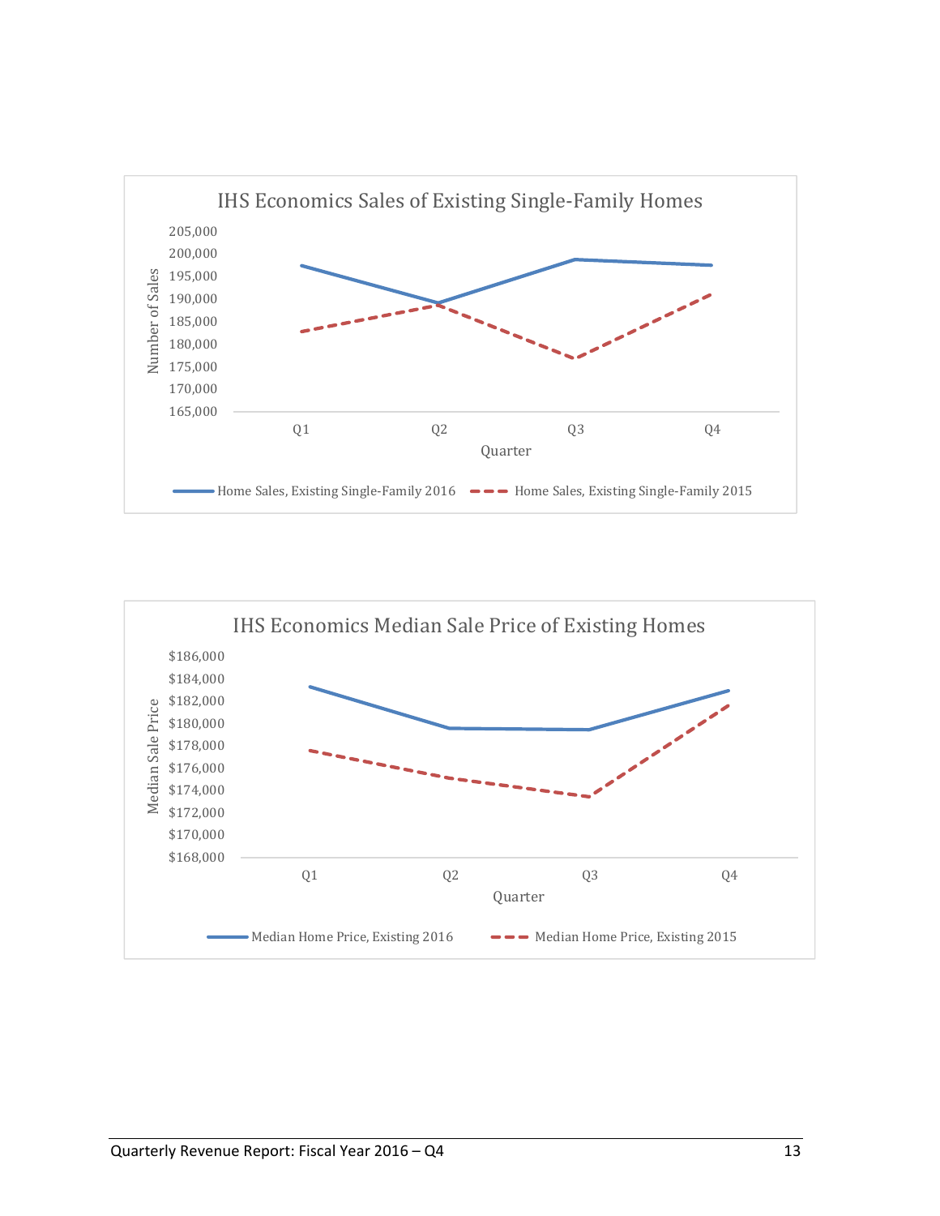IHS Economics Sales of Existing Single-Family Homes

Number of Sales

205,000
200,000
195,000
190,000
185,000
180,000
175,000
170,000
165,000

Q1 Q2 Q3 Q4

Quarter

Home Sales, Existing Single-Family 2016 — Home Sales, Existing Single-Family 2015

IHS Economics Median Sale Price of Existing Homes

Median Sale Price

$186,000
$184,000
$182,000
$180,000
$178,000
$176,000
$174,000
$172,000
$170,000
$168,000

Q1 Q2 Q3 Q4

Quarter

Median Home Price, Existing 2016 — Median Home Price, Existing 2015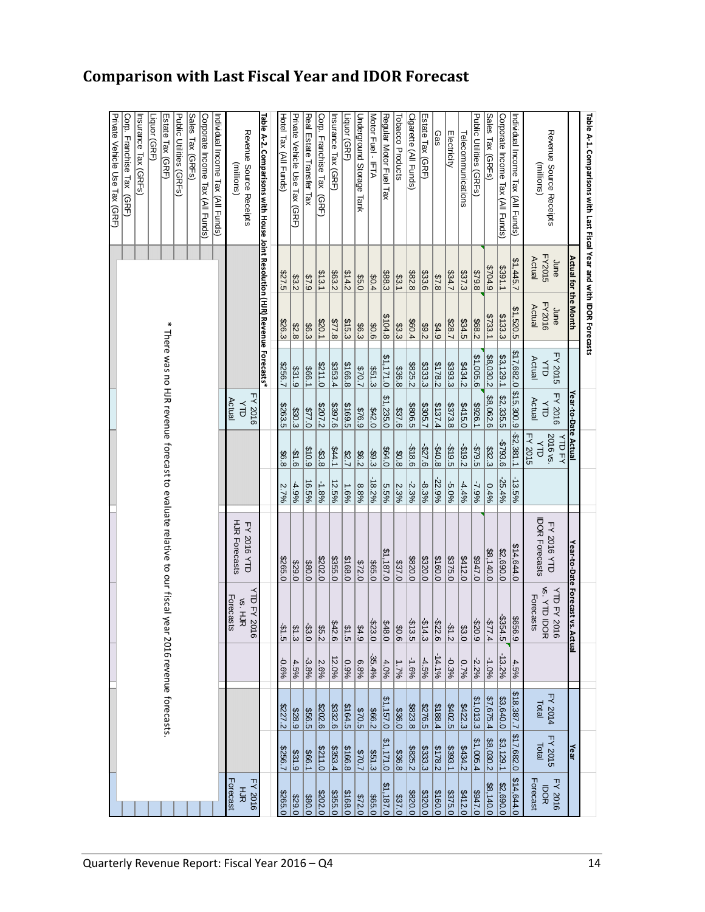## Comparison with Last Fiscal Year and IDOR Forecast

**Table A-1. Comparisons with Last Fiscal Year and with IDOR Forecasts**

| Revenue Source Receipts (millions) | Actual for the Month | | Year-to-Date Actual | | | | Year-to-Date Forecast vs. Actual | | | Year | | |
|---|---|---|---|---|---|---|---|---|---|---|---|---|
| | June FY2015 Actual | June FY2016 Actual | FY 2015 YTD Actual | FY 2016 YTD Actual | YTD FY 2016 vs. YTD FY 2015 | | FY 2016 YTD IDOR Forecasts | YTD FY 2016 vs. YTD IDOR Forecasts | | FY 2014 Total | FY 2015 Total | FY 2016 IDOR Forecast |
| Individual Income Tax (All Funds) | $1,445.7 | $1,520.5 | $17,682.0 | $15,300.9 | -$2,381.1 | -13.5% | $14,644.0 | $656.9 | 4.5% | $18,387.7 | $17,682.0 | $14,644.0 |
| Corporate Income Tax (All Funds) | $391.1 | $133.3 | $3,129.1 | $2,335.5 | -$793.6 | -25.4% | $2,690.0 | -$354.5 | -13.2% | $3,640.0 | $3,129.1 | $2,690.0 |
| Sales Tax (GRFs) | $704.9 | $733.1 | $8,030.2 | $8,062.6 | $32.3 | 0.4% | $8,140.0 | -$77.4 | -1.0% | $7,675.4 | $8,030.2 | $8,140.0 |
| Public Utilities (GRFs) | $79.8 | $68.2 | $1,005.6 | $926.1 | -$79.5 | -7.9% | $947.0 | -$20.9 | -2.2% | $1,013.3 | $1,005.4 | $947.0 |
| Telecommunications | $37.3 | $34.5 | $434.2 | $415.0 | -$19.2 | -4.4% | $412.0 | $3.0 | 0.7% | $422.3 | $434.2 | $412.0 |
| Electricity | $34.7 | $28.7 | $393.3 | $373.8 | -$19.5 | -5.0% | $375.0 | -$1.2 | -0.3% | $402.5 | $393.1 | $375.0 |
| Gas | $7.8 | $4.9 | $178.2 | $137.4 | -$40.8 | -22.9% | $160.0 | -$22.6 | -14.1% | $188.4 | $178.2 | $160.0 |
| Estate Tax (GRF) | $33.6 | $9.2 | $333.3 | $305.7 | -$27.6 | -8.3% | $320.0 | -$14.3 | -4.5% | $276.5 | $333.3 | $320.0 |
| Cigarette (All Funds) | $82.8 | $60.4 | $825.2 | $806.5 | -$18.6 | -2.3% | $820.0 | -$13.5 | -1.6% | $823.8 | $825.2 | $820.0 |
| Tobacco Products | $3.1 | $3.3 | $36.8 | $37.6 | $0.8 | 2.3% | $37.0 | $0.6 | 1.7% | $36.0 | $36.8 | $37.0 |
| Regular Motor Fuel Tax | $88.3 | $104.8 | $1,171.0 | $1,235.0 | $64.0 | 5.5% | $1,187.0 | $48.0 | 4.0% | $1,157.0 | $1,171.0 | $1,187.0 |
| Motor Fuel - IFTA | $0.4 | $0.6 | $51.3 | $42.0 | -$9.3 | -18.2% | $65.0 | -$23.0 | -35.4% | $66.2 | $51.3 | $65.0 |
| Underground Storage Tank | $5.0 | $6.3 | $70.7 | $76.9 | $6.2 | 8.8% | $72.0 | $4.9 | 6.8% | $70.5 | $70.7 | $72.0 |
| Liquor (GRF) | $14.2 | $15.3 | $166.8 | $169.5 | $2.7 | 1.6% | $168.0 | $1.5 | 0.9% | $164.5 | $166.8 | $168.0 |
| Insurance Tax (GRF) | $63.2 | $77.8 | $353.4 | $397.6 | $44.1 | 12.5% | $355.0 | $42.6 | 12.0% | $332.6 | $353.4 | $355.0 |
| Corp. Franchise Tax (GRF) | $13.1 | $20.1 | $211.0 | $207.2 | -$3.8 | -1.8% | $202.0 | $5.2 | 2.6% | $202.6 | $211.0 | $202.0 |
| Real Estate Transfer Tax | $7.9 | $6.3 | $66.1 | $77.0 | $10.9 | 16.5% | $80.0 | -$3.0 | -3.8% | $56.5 | $66.1 | $80.0 |
| Private Vehicle Use Tax (GRF) | $3.2 | $2.8 | $31.9 | $30.3 | -$1.6 | -4.9% | $29.0 | $1.3 | 4.5% | $28.9 | $31.9 | $29.0 |
| Hotel Tax (All Funds) | $27.5 | $26.3 | $256.7 | $263.5 | $6.8 | 2.7% | $265.0 | -$1.5 | -0.6% | $227.2 | $256.7 | $265.0 |

**Table A-2. Comparisons with House Joint Resolution (HJR) Revenue Forecasts***

| Revenue Source Receipts (millions) | FY 2016 YTD Actual | FY 2016 YTD HJR Forecasts | YTD FY 2016 vs. HJR Forecasts | FY 2016 HJR Forecast |
|---|---|---|---|---|
| Individual Income Tax (All Funds) | | | | |
| Corporate Income Tax (All Funds) | | | | |
| Sales Tax (GRFs) | | | | |
| Public Utilities (GRFs) | | | | |
| Estate Tax (GRF) | | | | |
| Liquor (GRF) | | | | |
| Insurance Tax (GRFs) | | | | |
| Corp. Franchise Tax (GRF) | | | | |
| Private Vehicle Use Tax (GRF) | | | | |

\* There was no HJR revenue forecast to evaluate relative to our fiscal year 2016 revenue forecasts.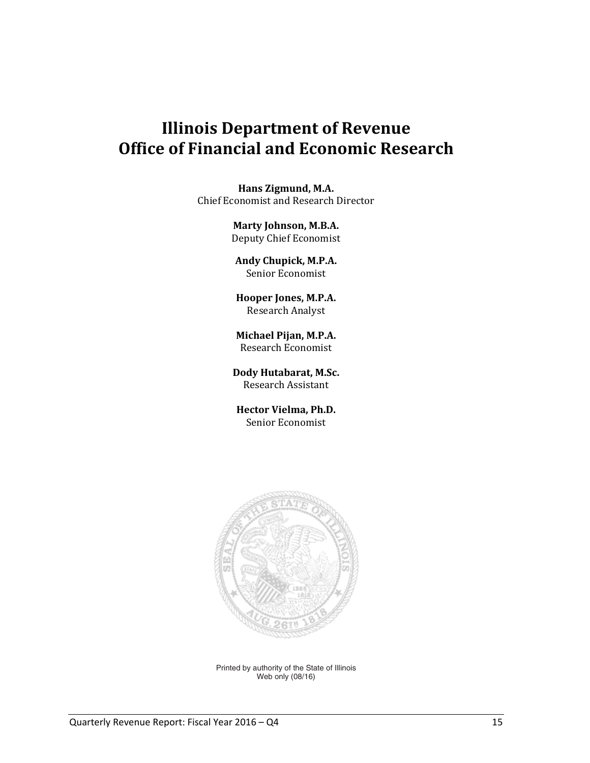# Illinois Department of Revenue
# Office of Financial and Economic Research

**Hans Zigmund, M.A.**
Chief Economist and Research Director

**Marty Johnson, M.B.A.**
Deputy Chief Economist

**Andy Chupick, M.P.A.**
Senior Economist

**Hooper Jones, M.P.A.**
Research Analyst

**Michael Pijan, M.P.A.**
Research Economist

**Dody Hutabarat, M.Sc.**
Research Assistant

**Hector Vielma, Ph.D.**
Senior Economist

Printed by authority of the State of Illinois
Web only (08/16)